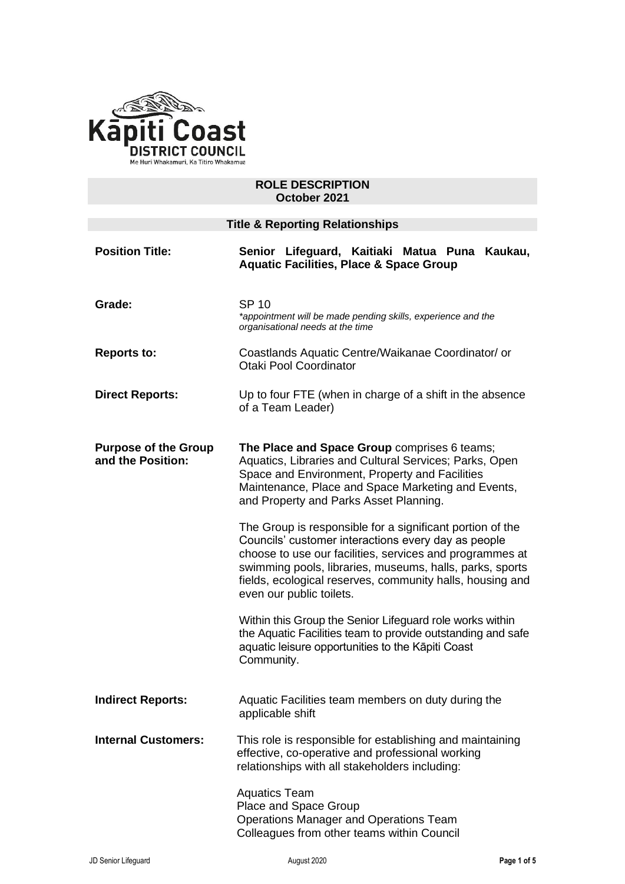Kāpiti Coast DISTRICT COUNCIL
Me Huri Whakamuri, Ka Titiro Whakamua

## ROLE DESCRIPTION
## October 2021

### Title & Reporting Relationships

**Position Title:** **Senior Lifeguard, Kaitiaki Matua Puna Kaukau, Aquatic Facilities, Place & Space Group**

**Grade:** SP 10
*\*appointment will be made pending skills, experience and the organisational needs at the time*

**Reports to:** Coastlands Aquatic Centre/Waikanae Coordinator/ or Otaki Pool Coordinator

**Direct Reports:** Up to four FTE (when in charge of a shift in the absence of a Team Leader)

**Purpose of the Group and the Position:** **The Place and Space Group** comprises 6 teams; Aquatics, Libraries and Cultural Services; Parks, Open Space and Environment, Property and Facilities Maintenance, Place and Space Marketing and Events, and Property and Parks Asset Planning.

The Group is responsible for a significant portion of the Councils' customer interactions every day as people choose to use our facilities, services and programmes at swimming pools, libraries, museums, halls, parks, sports fields, ecological reserves, community halls, housing and even our public toilets.

Within this Group the Senior Lifeguard role works within the Aquatic Facilities team to provide outstanding and safe aquatic leisure opportunities to the Kāpiti Coast Community.

**Indirect Reports:** Aquatic Facilities team members on duty during the applicable shift

**Internal Customers:** This role is responsible for establishing and maintaining effective, co-operative and professional working relationships with all stakeholders including:

Aquatics Team
Place and Space Group
Operations Manager and Operations Team
Colleagues from other teams within Council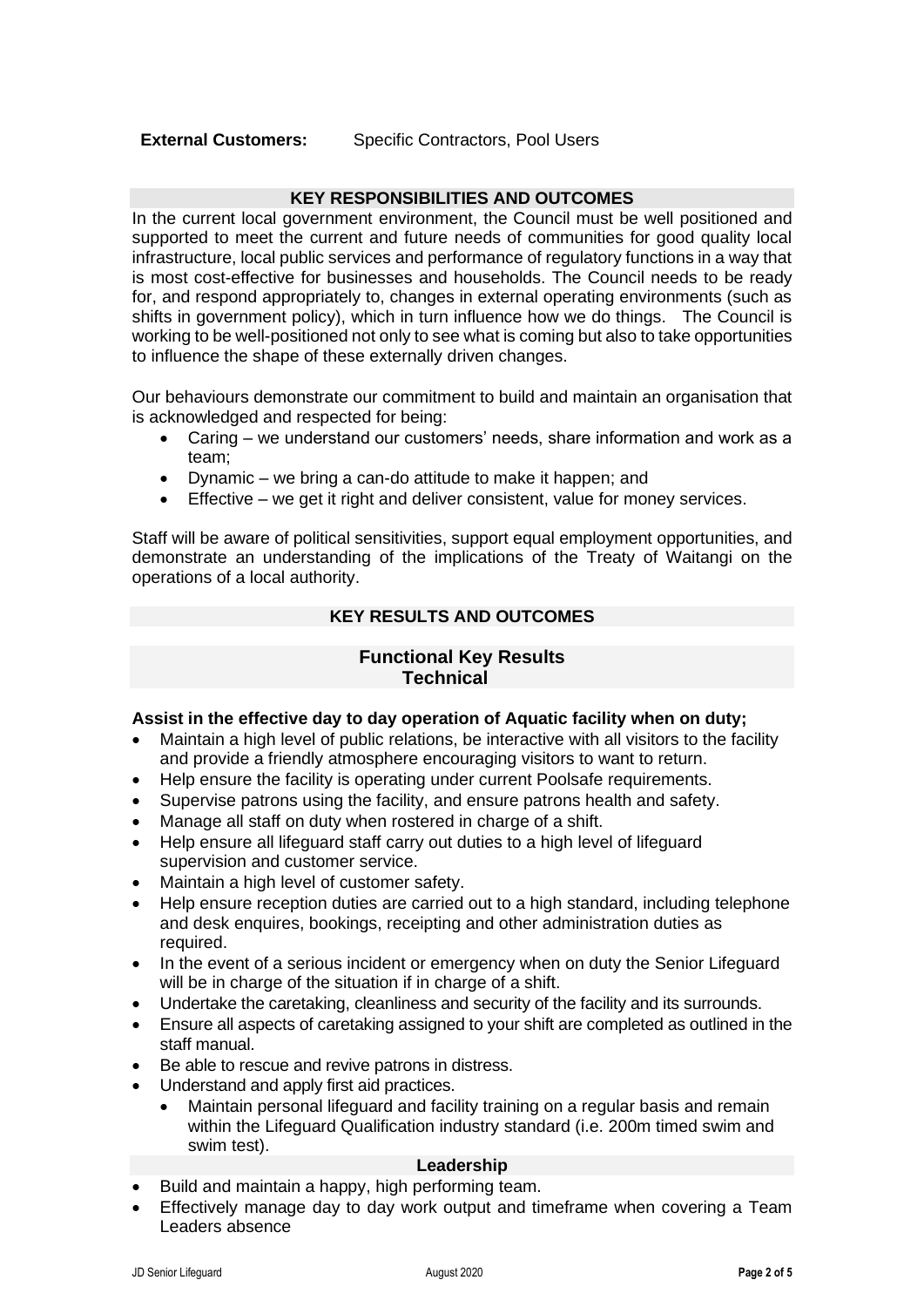**External Customers:** Specific Contractors, Pool Users

## KEY RESPONSIBILITIES AND OUTCOMES

In the current local government environment, the Council must be well positioned and supported to meet the current and future needs of communities for good quality local infrastructure, local public services and performance of regulatory functions in a way that is most cost-effective for businesses and households. The Council needs to be ready for, and respond appropriately to, changes in external operating environments (such as shifts in government policy), which in turn influence how we do things. The Council is working to be well-positioned not only to see what is coming but also to take opportunities to influence the shape of these externally driven changes.

Our behaviours demonstrate our commitment to build and maintain an organisation that is acknowledged and respected for being:

- Caring – we understand our customers' needs, share information and work as a team;
- Dynamic – we bring a can-do attitude to make it happen; and
- Effective – we get it right and deliver consistent, value for money services.

Staff will be aware of political sensitivities, support equal employment opportunities, and demonstrate an understanding of the implications of the Treaty of Waitangi on the operations of a local authority.

## KEY RESULTS AND OUTCOMES

### Functional Key Results
### Technical

**Assist in the effective day to day operation of Aquatic facility when on duty;**

- Maintain a high level of public relations, be interactive with all visitors to the facility and provide a friendly atmosphere encouraging visitors to want to return.
- Help ensure the facility is operating under current Poolsafe requirements.
- Supervise patrons using the facility, and ensure patrons health and safety.
- Manage all staff on duty when rostered in charge of a shift.
- Help ensure all lifeguard staff carry out duties to a high level of lifeguard supervision and customer service.
- Maintain a high level of customer safety.
- Help ensure reception duties are carried out to a high standard, including telephone and desk enquires, bookings, receipting and other administration duties as required.
- In the event of a serious incident or emergency when on duty the Senior Lifeguard will be in charge of the situation if in charge of a shift.
- Undertake the caretaking, cleanliness and security of the facility and its surrounds.
- Ensure all aspects of caretaking assigned to your shift are completed as outlined in the staff manual.
- Be able to rescue and revive patrons in distress.
- Understand and apply first aid practices.
  - Maintain personal lifeguard and facility training on a regular basis and remain within the Lifeguard Qualification industry standard (i.e. 200m timed swim and swim test).

### Leadership

- Build and maintain a happy, high performing team.
- Effectively manage day to day work output and timeframe when covering a Team Leaders absence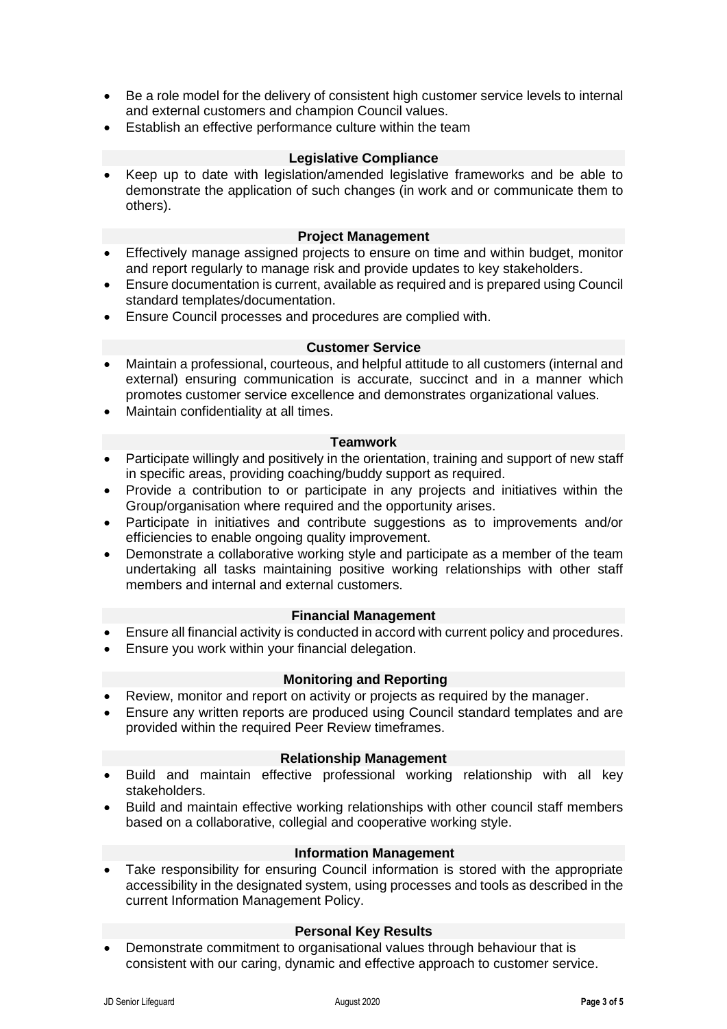- Be a role model for the delivery of consistent high customer service levels to internal and external customers and champion Council values.
- Establish an effective performance culture within the team

### Legislative Compliance

- Keep up to date with legislation/amended legislative frameworks and be able to demonstrate the application of such changes (in work and or communicate them to others).

### Project Management

- Effectively manage assigned projects to ensure on time and within budget, monitor and report regularly to manage risk and provide updates to key stakeholders.
- Ensure documentation is current, available as required and is prepared using Council standard templates/documentation.
- Ensure Council processes and procedures are complied with.

### Customer Service

- Maintain a professional, courteous, and helpful attitude to all customers (internal and external) ensuring communication is accurate, succinct and in a manner which promotes customer service excellence and demonstrates organizational values.
- Maintain confidentiality at all times.

### Teamwork

- Participate willingly and positively in the orientation, training and support of new staff in specific areas, providing coaching/buddy support as required.
- Provide a contribution to or participate in any projects and initiatives within the Group/organisation where required and the opportunity arises.
- Participate in initiatives and contribute suggestions as to improvements and/or efficiencies to enable ongoing quality improvement.
- Demonstrate a collaborative working style and participate as a member of the team undertaking all tasks maintaining positive working relationships with other staff members and internal and external customers.

### Financial Management

- Ensure all financial activity is conducted in accord with current policy and procedures.
- Ensure you work within your financial delegation.

### Monitoring and Reporting

- Review, monitor and report on activity or projects as required by the manager.
- Ensure any written reports are produced using Council standard templates and are provided within the required Peer Review timeframes.

### Relationship Management

- Build and maintain effective professional working relationship with all key stakeholders.
- Build and maintain effective working relationships with other council staff members based on a collaborative, collegial and cooperative working style.

### Information Management

- Take responsibility for ensuring Council information is stored with the appropriate accessibility in the designated system, using processes and tools as described in the current Information Management Policy.

### Personal Key Results

- Demonstrate commitment to organisational values through behaviour that is consistent with our caring, dynamic and effective approach to customer service.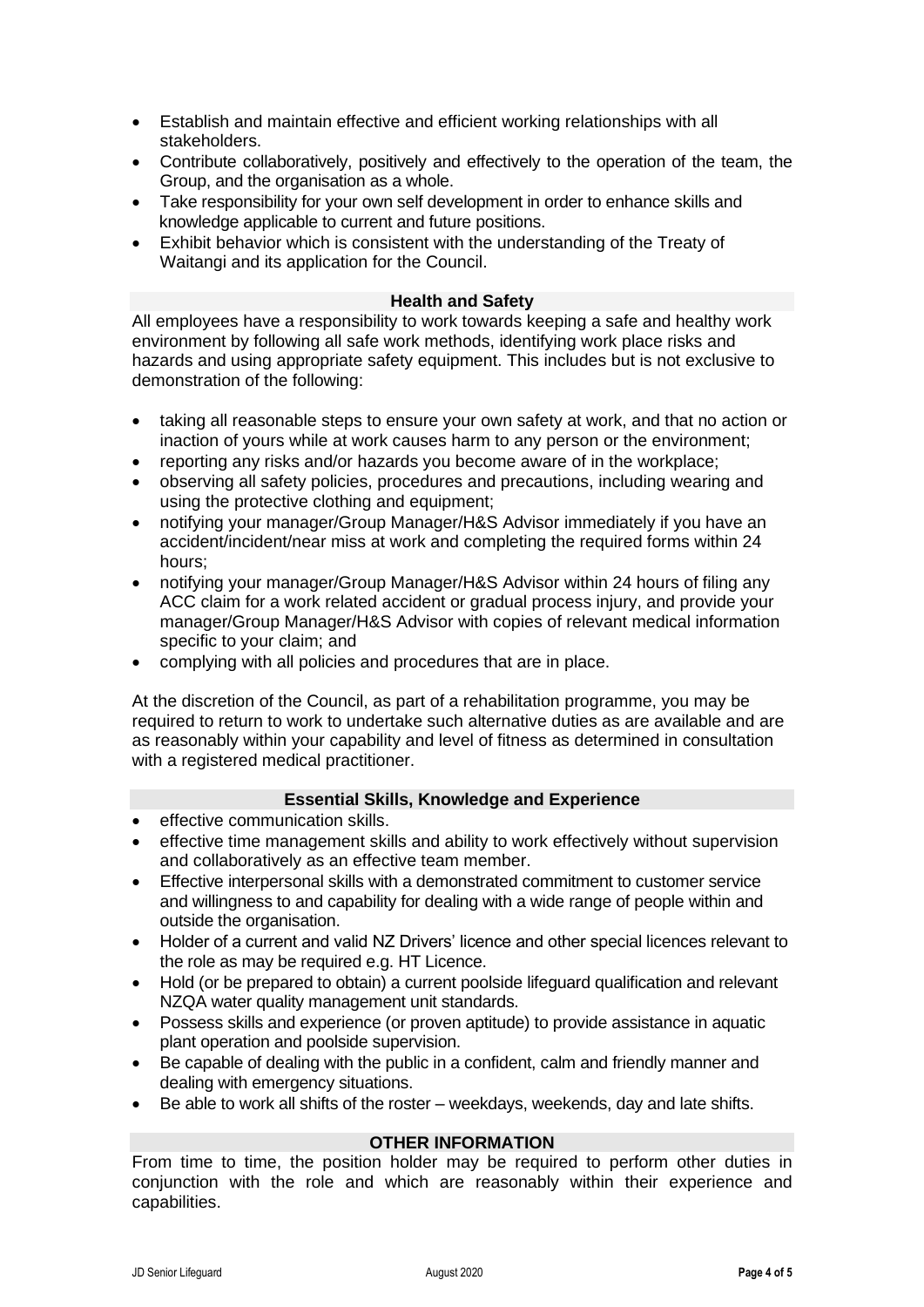- Establish and maintain effective and efficient working relationships with all stakeholders.
- Contribute collaboratively, positively and effectively to the operation of the team, the Group, and the organisation as a whole.
- Take responsibility for your own self development in order to enhance skills and knowledge applicable to current and future positions.
- Exhibit behavior which is consistent with the understanding of the Treaty of Waitangi and its application for the Council.

## Health and Safety

All employees have a responsibility to work towards keeping a safe and healthy work environment by following all safe work methods, identifying work place risks and hazards and using appropriate safety equipment. This includes but is not exclusive to demonstration of the following:

- taking all reasonable steps to ensure your own safety at work, and that no action or inaction of yours while at work causes harm to any person or the environment;
- reporting any risks and/or hazards you become aware of in the workplace;
- observing all safety policies, procedures and precautions, including wearing and using the protective clothing and equipment;
- notifying your manager/Group Manager/H&S Advisor immediately if you have an accident/incident/near miss at work and completing the required forms within 24 hours;
- notifying your manager/Group Manager/H&S Advisor within 24 hours of filing any ACC claim for a work related accident or gradual process injury, and provide your manager/Group Manager/H&S Advisor with copies of relevant medical information specific to your claim; and
- complying with all policies and procedures that are in place.

At the discretion of the Council, as part of a rehabilitation programme, you may be required to return to work to undertake such alternative duties as are available and are as reasonably within your capability and level of fitness as determined in consultation with a registered medical practitioner.

## Essential Skills, Knowledge and Experience

- effective communication skills.
- effective time management skills and ability to work effectively without supervision and collaboratively as an effective team member.
- Effective interpersonal skills with a demonstrated commitment to customer service and willingness to and capability for dealing with a wide range of people within and outside the organisation.
- Holder of a current and valid NZ Drivers' licence and other special licences relevant to the role as may be required e.g. HT Licence.
- Hold (or be prepared to obtain) a current poolside lifeguard qualification and relevant NZQA water quality management unit standards.
- Possess skills and experience (or proven aptitude) to provide assistance in aquatic plant operation and poolside supervision.
- Be capable of dealing with the public in a confident, calm and friendly manner and dealing with emergency situations.
- Be able to work all shifts of the roster – weekdays, weekends, day and late shifts.

## OTHER INFORMATION

From time to time, the position holder may be required to perform other duties in conjunction with the role and which are reasonably within their experience and capabilities.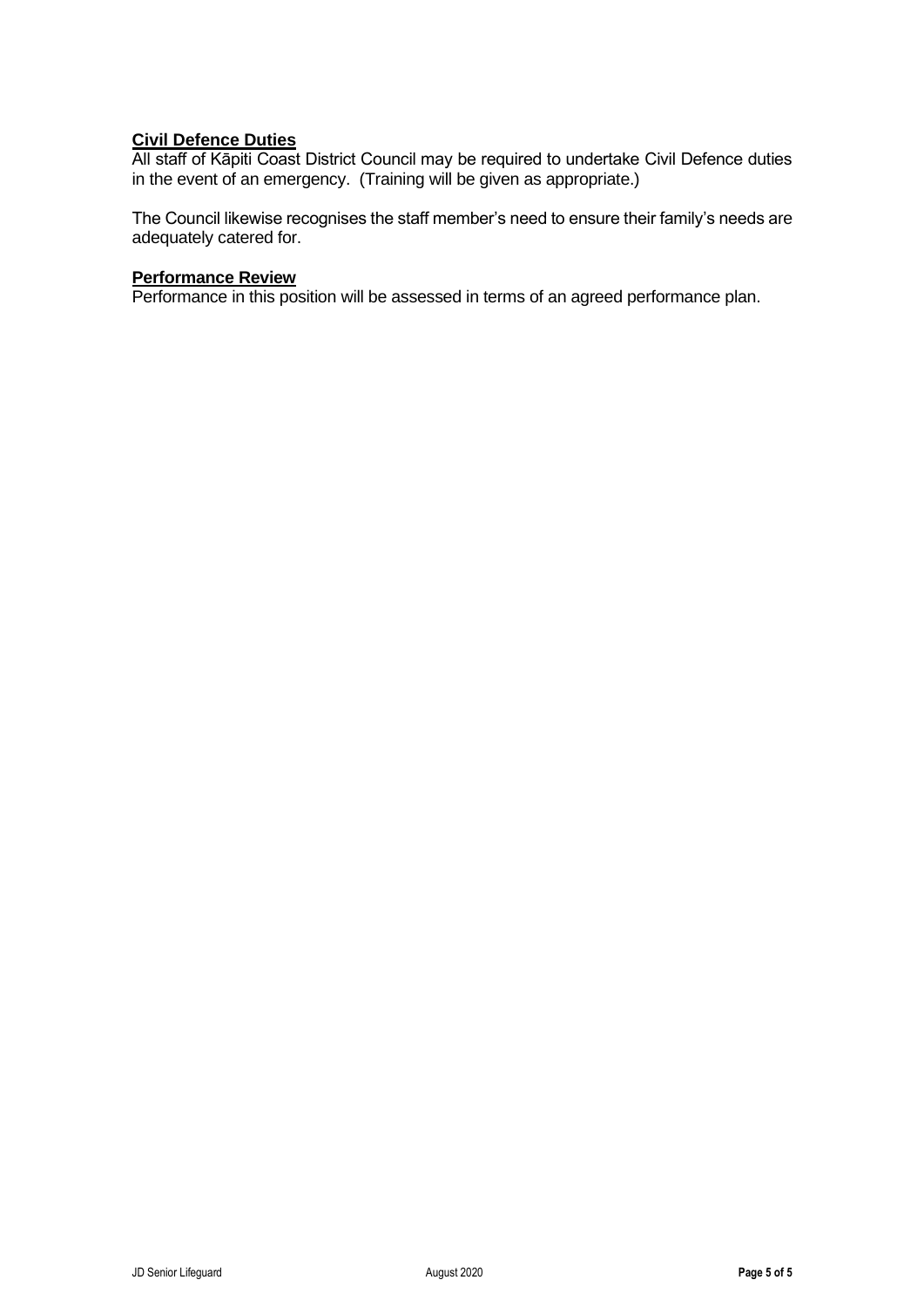**<u>Civil Defence Duties</u>**

All staff of Kāpiti Coast District Council may be required to undertake Civil Defence duties in the event of an emergency. (Training will be given as appropriate.)

The Council likewise recognises the staff member's need to ensure their family's needs are adequately catered for.

**<u>Performance Review</u>**

Performance in this position will be assessed in terms of an agreed performance plan.